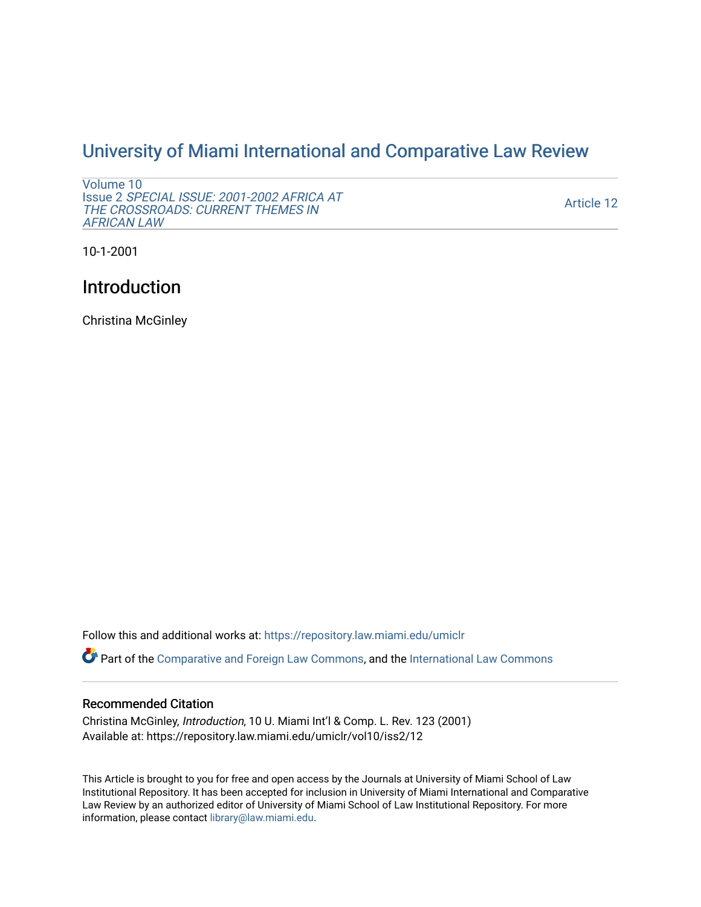# University of Miami International and Comparative Law Review

Volume 10
Issue 2 *SPECIAL ISSUE: 2001-2002 AFRICA AT THE CROSSROADS: CURRENT THEMES IN AFRICAN LAW*

Article 12

10-1-2001

## Introduction

Christina McGinley

Follow this and additional works at: https://repository.law.miami.edu/umiclr

Part of the Comparative and Foreign Law Commons, and the International Law Commons

### Recommended Citation

Christina McGinley, *Introduction*, 10 U. Miami Int'l & Comp. L. Rev. 123 (2001)
Available at: https://repository.law.miami.edu/umiclr/vol10/iss2/12

This Article is brought to you for free and open access by the Journals at University of Miami School of Law Institutional Repository. It has been accepted for inclusion in University of Miami International and Comparative Law Review by an authorized editor of University of Miami School of Law Institutional Repository. For more information, please contact library@law.miami.edu.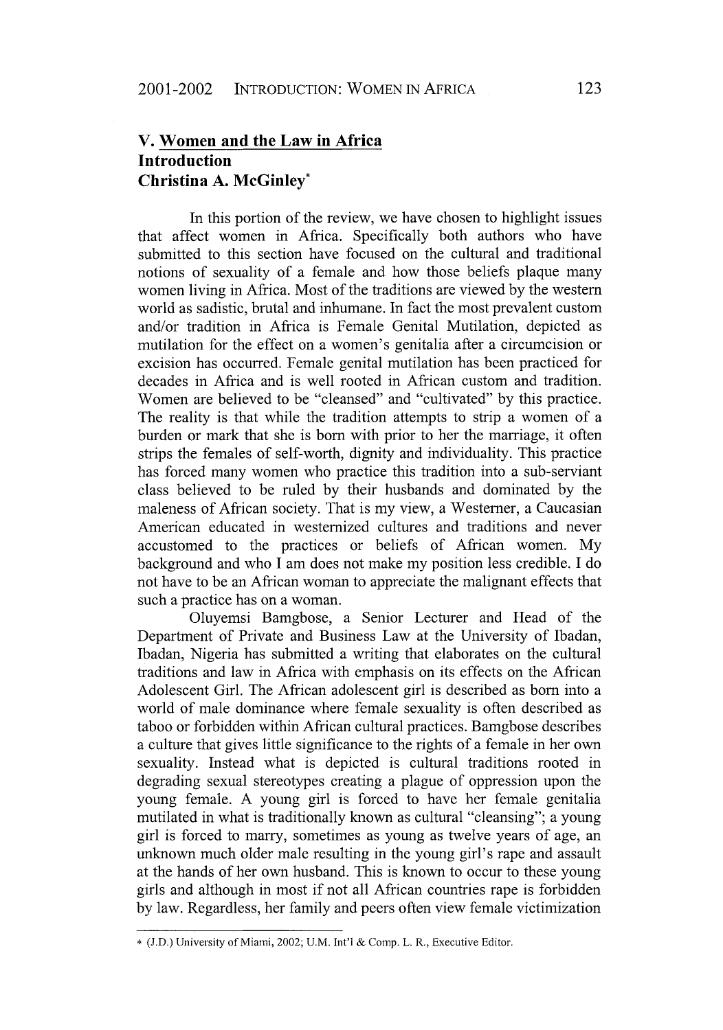## V. Women and the Law in Africa

### Introduction

### Christina A. McGinley*

In this portion of the review, we have chosen to highlight issues that affect women in Africa. Specifically both authors who have submitted to this section have focused on the cultural and traditional notions of sexuality of a female and how those beliefs plaque many women living in Africa. Most of the traditions are viewed by the western world as sadistic, brutal and inhumane. In fact the most prevalent custom and/or tradition in Africa is Female Genital Mutilation, depicted as mutilation for the effect on a women's genitalia after a circumcision or excision has occurred. Female genital mutilation has been practiced for decades in Africa and is well rooted in African custom and tradition. Women are believed to be "cleansed" and "cultivated" by this practice. The reality is that while the tradition attempts to strip a women of a burden or mark that she is born with prior to her the marriage, it often strips the females of self-worth, dignity and individuality. This practice has forced many women who practice this tradition into a sub-serviant class believed to be ruled by their husbands and dominated by the maleness of African society. That is my view, a Westerner, a Caucasian American educated in westernized cultures and traditions and never accustomed to the practices or beliefs of African women. My background and who I am does not make my position less credible. I do not have to be an African woman to appreciate the malignant effects that such a practice has on a woman.

Oluyemsi Bamgbose, a Senior Lecturer and Head of the Department of Private and Business Law at the University of Ibadan, Ibadan, Nigeria has submitted a writing that elaborates on the cultural traditions and law in Africa with emphasis on its effects on the African Adolescent Girl. The African adolescent girl is described as born into a world of male dominance where female sexuality is often described as taboo or forbidden within African cultural practices. Bamgbose describes a culture that gives little significance to the rights of a female in her own sexuality. Instead what is depicted is cultural traditions rooted in degrading sexual stereotypes creating a plague of oppression upon the young female. A young girl is forced to have her female genitalia mutilated in what is traditionally known as cultural "cleansing"; a young girl is forced to marry, sometimes as young as twelve years of age, an unknown much older male resulting in the young girl's rape and assault at the hands of her own husband. This is known to occur to these young girls and although in most if not all African countries rape is forbidden by law. Regardless, her family and peers often view female victimization

---

* (J.D.) University of Miami, 2002; U.M. Int'l & Comp. L. R., Executive Editor.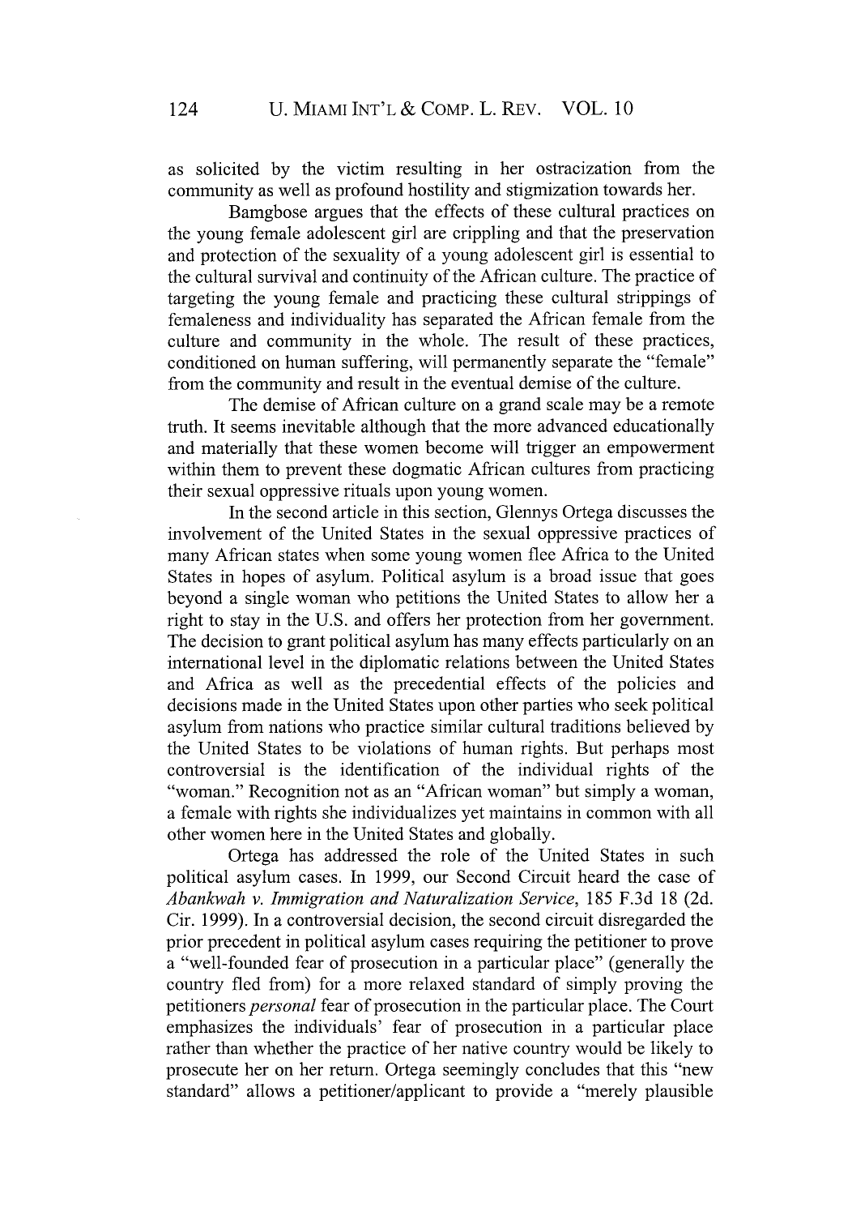as solicited by the victim resulting in her ostracization from the community as well as profound hostility and stigmization towards her.

Bamgbose argues that the effects of these cultural practices on the young female adolescent girl are crippling and that the preservation and protection of the sexuality of a young adolescent girl is essential to the cultural survival and continuity of the African culture. The practice of targeting the young female and practicing these cultural strippings of femaleness and individuality has separated the African female from the culture and community in the whole. The result of these practices, conditioned on human suffering, will permanently separate the "female" from the community and result in the eventual demise of the culture.

The demise of African culture on a grand scale may be a remote truth. It seems inevitable although that the more advanced educationally and materially that these women become will trigger an empowerment within them to prevent these dogmatic African cultures from practicing their sexual oppressive rituals upon young women.

In the second article in this section, Glennys Ortega discusses the involvement of the United States in the sexual oppressive practices of many African states when some young women flee Africa to the United States in hopes of asylum. Political asylum is a broad issue that goes beyond a single woman who petitions the United States to allow her a right to stay in the U.S. and offers her protection from her government. The decision to grant political asylum has many effects particularly on an international level in the diplomatic relations between the United States and Africa as well as the precedential effects of the policies and decisions made in the United States upon other parties who seek political asylum from nations who practice similar cultural traditions believed by the United States to be violations of human rights. But perhaps most controversial is the identification of the individual rights of the "woman." Recognition not as an "African woman" but simply a woman, a female with rights she individualizes yet maintains in common with all other women here in the United States and globally.

Ortega has addressed the role of the United States in such political asylum cases. In 1999, our Second Circuit heard the case of *Abankwah v. Immigration and Naturalization Service*, 185 F.3d 18 (2d. Cir. 1999). In a controversial decision, the second circuit disregarded the prior precedent in political asylum cases requiring the petitioner to prove a "well-founded fear of prosecution in a particular place" (generally the country fled from) for a more relaxed standard of simply proving the petitioners *personal* fear of prosecution in the particular place. The Court emphasizes the individuals' fear of prosecution in a particular place rather than whether the practice of her native country would be likely to prosecute her on her return. Ortega seemingly concludes that this "new standard" allows a petitioner/applicant to provide a "merely plausible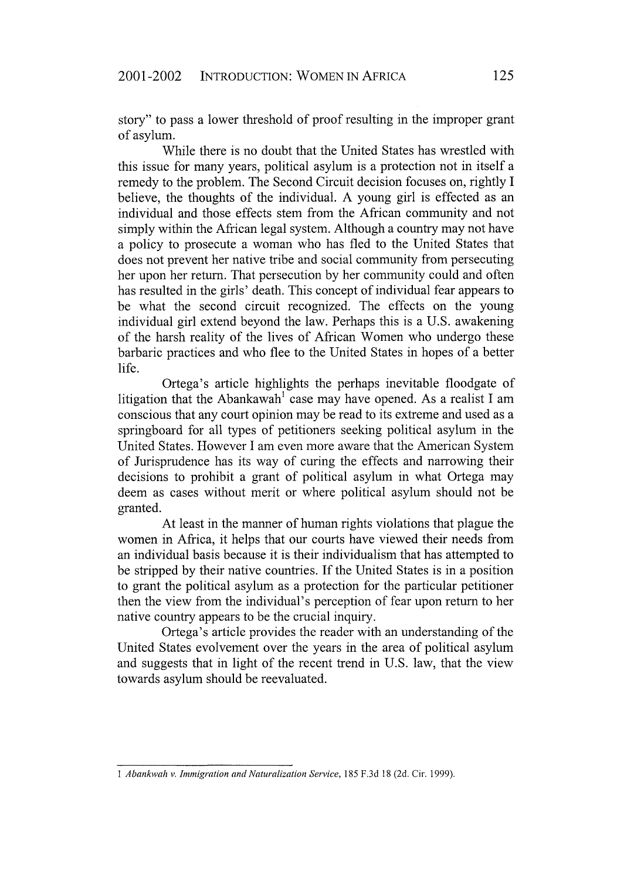story" to pass a lower threshold of proof resulting in the improper grant of asylum.

While there is no doubt that the United States has wrestled with this issue for many years, political asylum is a protection not in itself a remedy to the problem. The Second Circuit decision focuses on, rightly I believe, the thoughts of the individual. A young girl is effected as an individual and those effects stem from the African community and not simply within the African legal system. Although a country may not have a policy to prosecute a woman who has fled to the United States that does not prevent her native tribe and social community from persecuting her upon her return. That persecution by her community could and often has resulted in the girls' death. This concept of individual fear appears to be what the second circuit recognized. The effects on the young individual girl extend beyond the law. Perhaps this is a U.S. awakening of the harsh reality of the lives of African Women who undergo these barbaric practices and who flee to the United States in hopes of a better life.

Ortega's article highlights the perhaps inevitable floodgate of litigation that the Abankawah[1] case may have opened. As a realist I am conscious that any court opinion may be read to its extreme and used as a springboard for all types of petitioners seeking political asylum in the United States. However I am even more aware that the American System of Jurisprudence has its way of curing the effects and narrowing their decisions to prohibit a grant of political asylum in what Ortega may deem as cases without merit or where political asylum should not be granted.

At least in the manner of human rights violations that plague the women in Africa, it helps that our courts have viewed their needs from an individual basis because it is their individualism that has attempted to be stripped by their native countries. If the United States is in a position to grant the political asylum as a protection for the particular petitioner then the view from the individual's perception of fear upon return to her native country appears to be the crucial inquiry.

Ortega's article provides the reader with an understanding of the United States evolvement over the years in the area of political asylum and suggests that in light of the recent trend in U.S. law, that the view towards asylum should be reevaluated.

---

1 *Abankwah v. Immigration and Naturalization Service*, 185 F.3d 18 (2d. Cir. 1999).